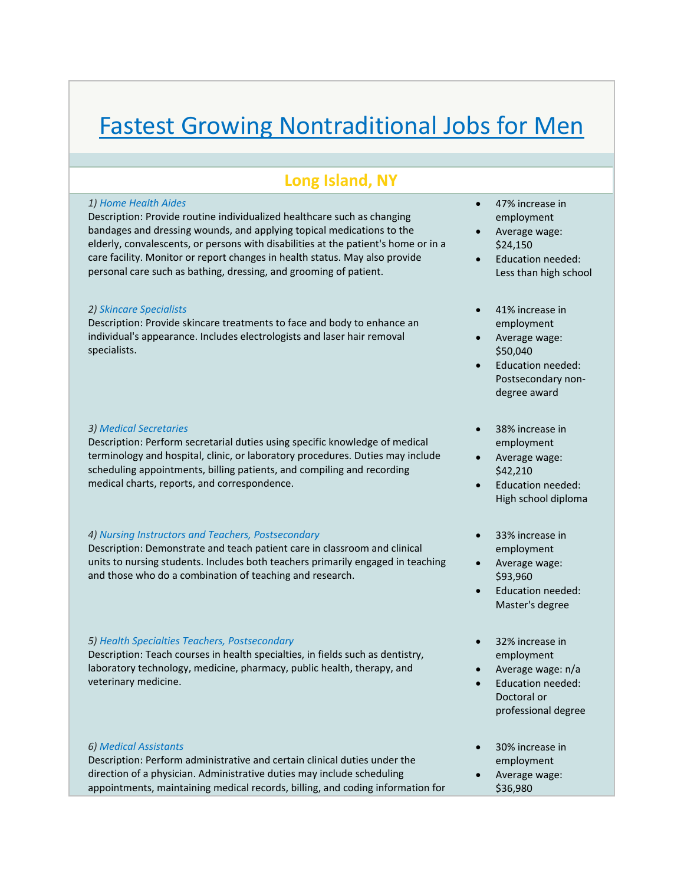# Fastest Growing Nontraditional Jobs for Men

## Long Island, NY

1) *Home Health Aides*
Description: Provide routine individualized healthcare such as changing bandages and dressing wounds, and applying topical medications to the elderly, convalescents, or persons with disabilities at the patient's home or in a care facility. Monitor or report changes in health status. May also provide personal care such as bathing, dressing, and grooming of patient.

- 47% increase in employment
- Average wage: $24,150
- Education needed: Less than high school

2) *Skincare Specialists*
Description: Provide skincare treatments to face and body to enhance an individual's appearance. Includes electrologists and laser hair removal specialists.

- 41% increase in employment
- Average wage: $50,040
- Education needed: Postsecondary non-degree award

3) *Medical Secretaries*
Description: Perform secretarial duties using specific knowledge of medical terminology and hospital, clinic, or laboratory procedures. Duties may include scheduling appointments, billing patients, and compiling and recording medical charts, reports, and correspondence.

- 38% increase in employment
- Average wage: $42,210
- Education needed: High school diploma

4) *Nursing Instructors and Teachers, Postsecondary*
Description: Demonstrate and teach patient care in classroom and clinical units to nursing students. Includes both teachers primarily engaged in teaching and those who do a combination of teaching and research.

- 33% increase in employment
- Average wage: $93,960
- Education needed: Master's degree

5) *Health Specialties Teachers, Postsecondary*
Description: Teach courses in health specialties, in fields such as dentistry, laboratory technology, medicine, pharmacy, public health, therapy, and veterinary medicine.

- 32% increase in employment
- Average wage: n/a
- Education needed: Doctoral or professional degree

6) *Medical Assistants*
Description: Perform administrative and certain clinical duties under the direction of a physician. Administrative duties may include scheduling appointments, maintaining medical records, billing, and coding information for

- 30% increase in employment
- Average wage: $36,980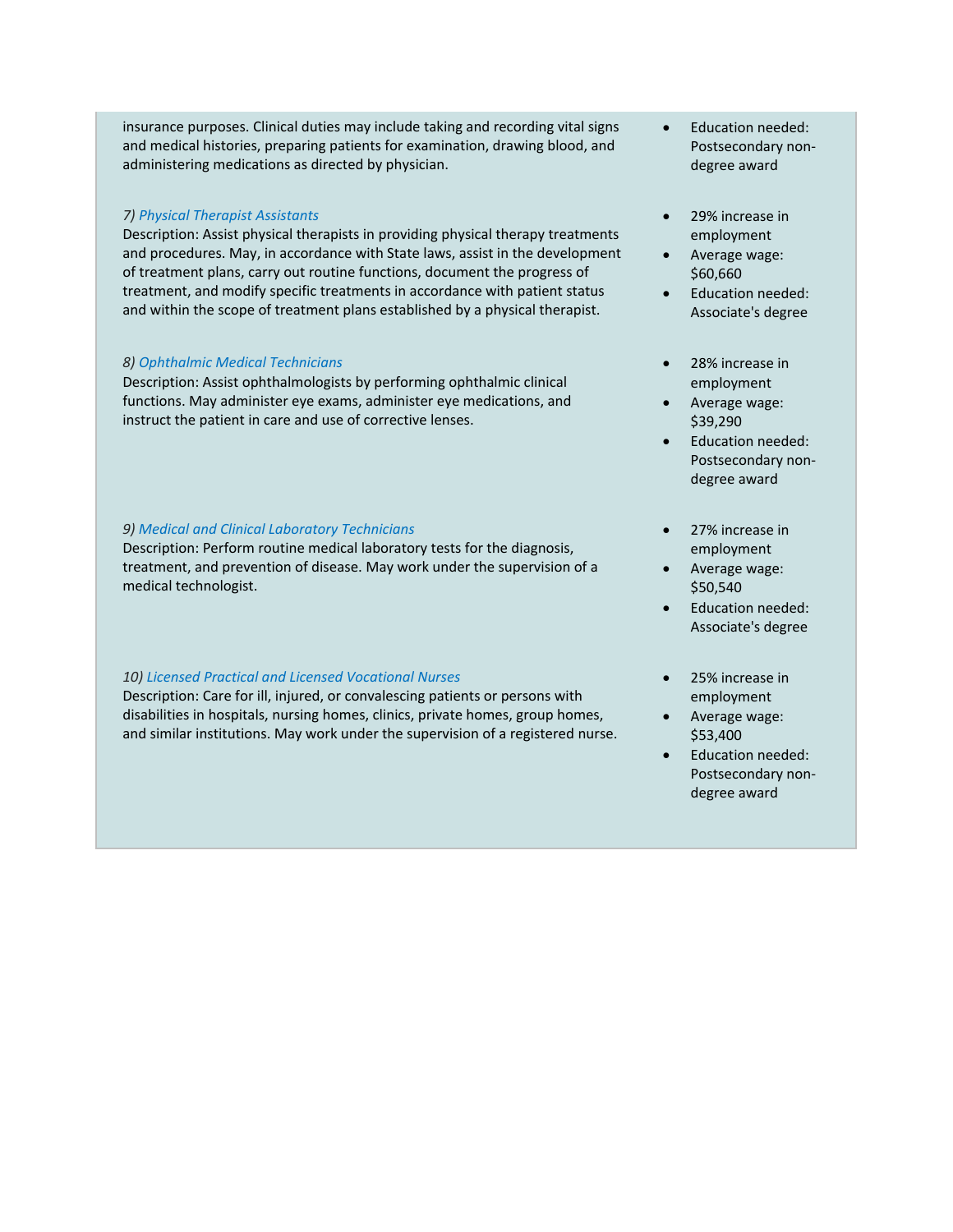insurance purposes. Clinical duties may include taking and recording vital signs and medical histories, preparing patients for examination, drawing blood, and administering medications as directed by physician.

- Education needed: Postsecondary non-degree award

*7) Physical Therapist Assistants*

Description: Assist physical therapists in providing physical therapy treatments and procedures. May, in accordance with State laws, assist in the development of treatment plans, carry out routine functions, document the progress of treatment, and modify specific treatments in accordance with patient status and within the scope of treatment plans established by a physical therapist.

- 29% increase in employment
- Average wage: $60,660
- Education needed: Associate's degree

*8) Ophthalmic Medical Technicians*

Description: Assist ophthalmologists by performing ophthalmic clinical functions. May administer eye exams, administer eye medications, and instruct the patient in care and use of corrective lenses.

- 28% increase in employment
- Average wage: $39,290
- Education needed: Postsecondary non-degree award

*9) Medical and Clinical Laboratory Technicians*

Description: Perform routine medical laboratory tests for the diagnosis, treatment, and prevention of disease. May work under the supervision of a medical technologist.

- 27% increase in employment
- Average wage: $50,540
- Education needed: Associate's degree

*10) Licensed Practical and Licensed Vocational Nurses*

Description: Care for ill, injured, or convalescing patients or persons with disabilities in hospitals, nursing homes, clinics, private homes, group homes, and similar institutions. May work under the supervision of a registered nurse.

- 25% increase in employment
- Average wage: $53,400
- Education needed: Postsecondary non-degree award